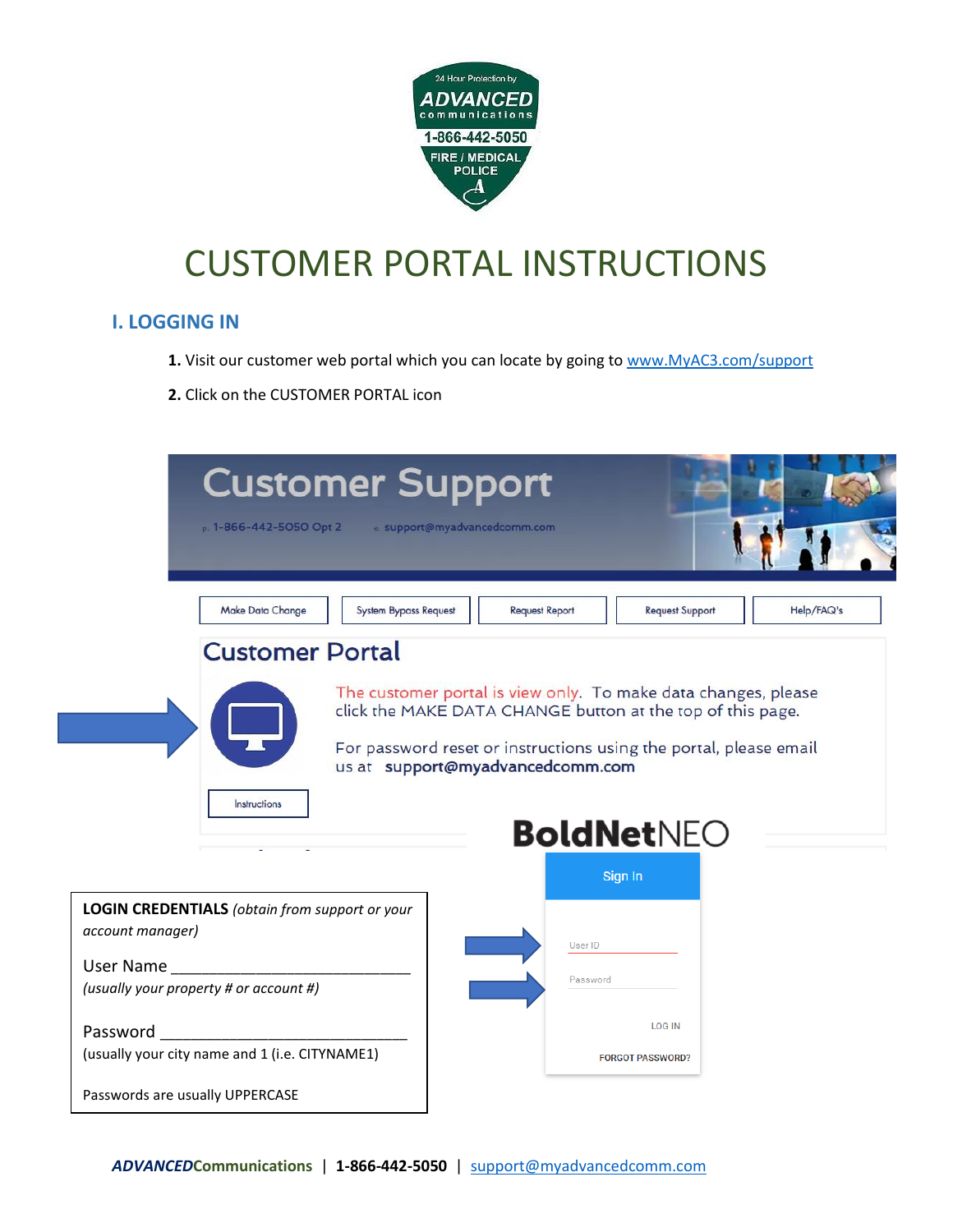24 Hour Protection by **ADVANCED** communications 1-866-442-5050 FIRE / MEDICAL POLICE

# CUSTOMER PORTAL INSTRUCTIONS

## I. LOGGING IN

**1.** Visit our customer web portal which you can locate by going to [www.MyAC3.com/support](http://www.MyAC3.com/support)

**2.** Click on the CUSTOMER PORTAL icon

Customer Support

p. 1-866-442-5050 Opt 2 e. support@myadvancedcomm.com

Make Data Change | System Bypass Request | Request Report | Request Support | Help/FAQ's

Customer Portal

The customer portal is view only. To make data changes, please click the MAKE DATA CHANGE button at the top of this page.

For password reset or instructions using the portal, please email us at **support@myadvancedcomm.com**

Instructions

BoldNetNEO

Sign In

User ID

Password

LOG IN

FORGOT PASSWORD?

**LOGIN CREDENTIALS** *(obtain from support or your account manager)*

User Name ___________________________
*(usually your property # or account #)*

Password _____________________________
(usually your city name and 1 (i.e. CITYNAME1)

Passwords are usually UPPERCASE

***ADVANCED*Communications** | **1-866-442-5050** | [support@myadvancedcomm.com](mailto:support@myadvancedcomm.com)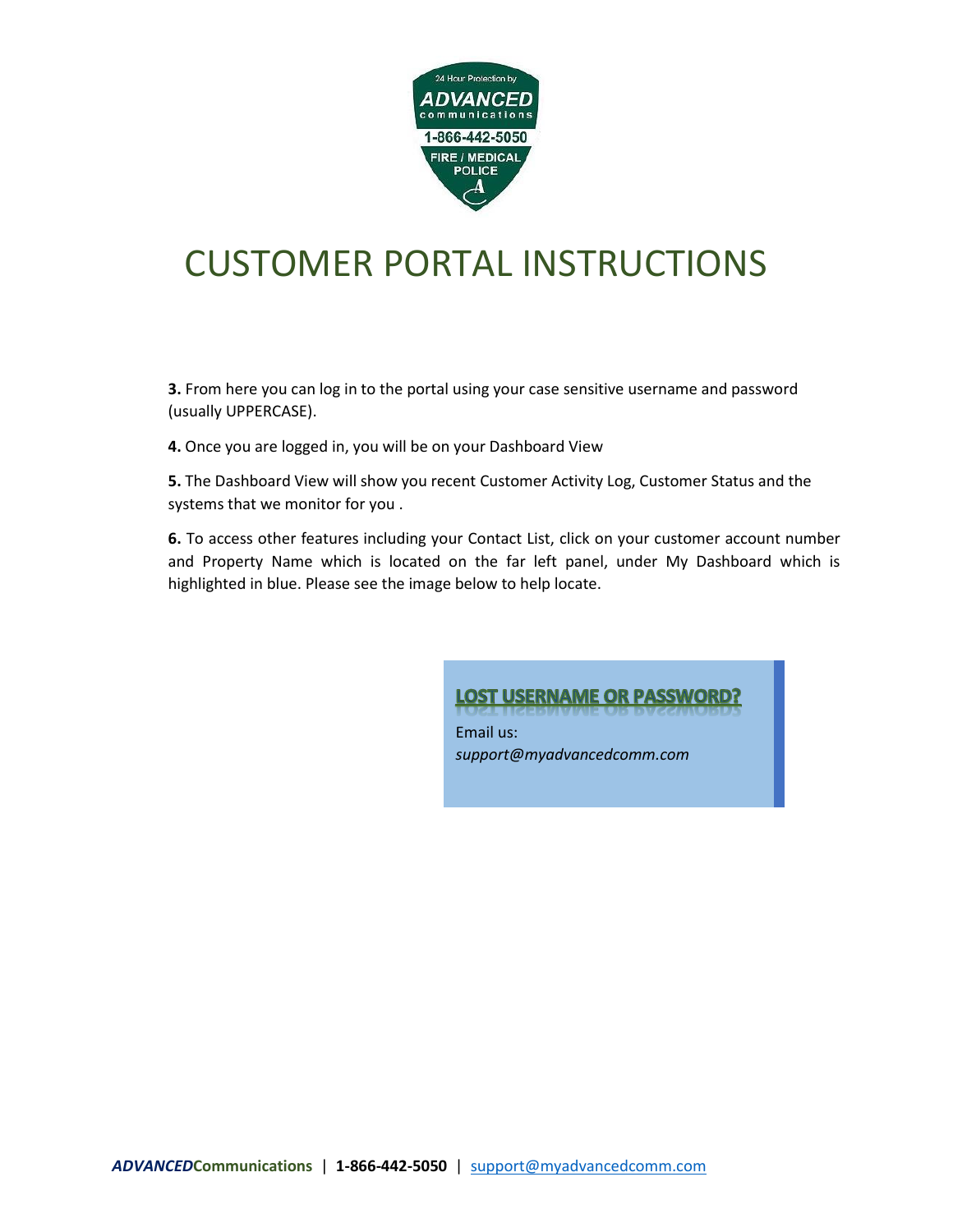# CUSTOMER PORTAL INSTRUCTIONS

**3.** From here you can log in to the portal using your case sensitive username and password (usually UPPERCASE).

**4.** Once you are logged in, you will be on your Dashboard View

**5.** The Dashboard View will show you recent Customer Activity Log, Customer Status and the systems that we monitor for you .

**6.** To access other features including your Contact List, click on your customer account number and Property Name which is located on the far left panel, under My Dashboard which is highlighted in blue. Please see the image below to help locate.

**LOST USERNAME OR PASSWORD?**

Email us:
*support@myadvancedcomm.com*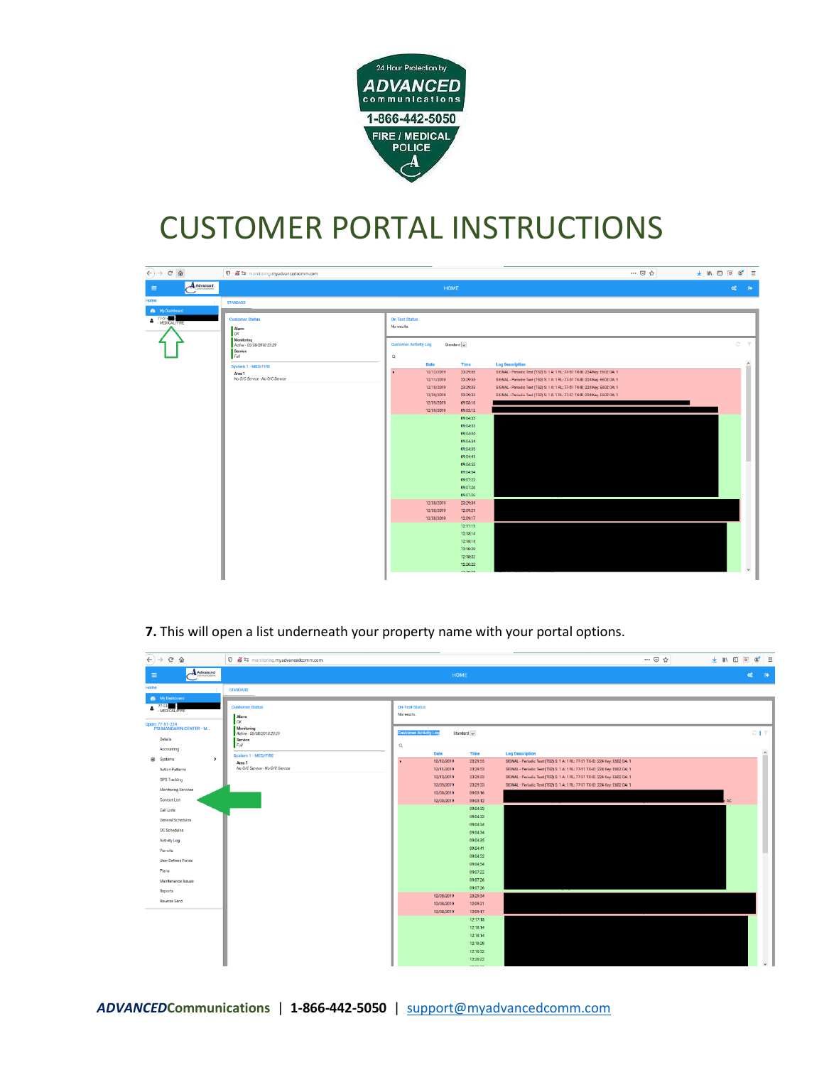# CUSTOMER PORTAL INSTRUCTIONS

**7.** This will open a list underneath your property name with your portal options.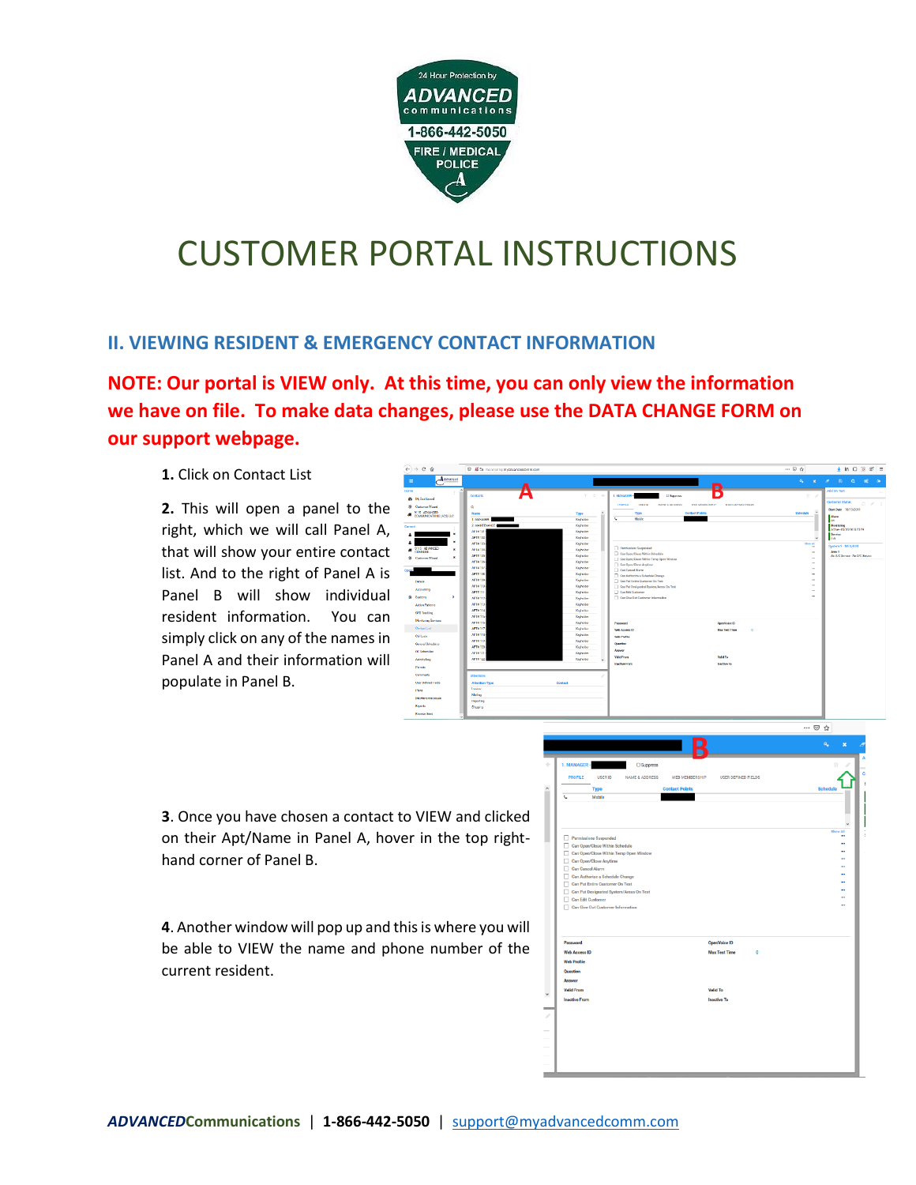# CUSTOMER PORTAL INSTRUCTIONS

## II. VIEWING RESIDENT & EMERGENCY CONTACT INFORMATION

**NOTE: Our portal is VIEW only. At this time, you can only view the information we have on file. To make data changes, please use the DATA CHANGE FORM on our support webpage.**

**1.** Click on Contact List

**2.** This will open a panel to the right, which we will call Panel A, that will show your entire contact list. And to the right of Panel A is Panel B will show individual resident information. You can simply click on any of the names in Panel A and their information will populate in Panel B.

**3**. Once you have chosen a contact to VIEW and clicked on their Apt/Name in Panel A, hover in the top right-hand corner of Panel B.

**4**. Another window will pop up and this is where you will be able to VIEW the name and phone number of the current resident.

***ADVANCED*Communications** | **1-866-442-5050** | support@myadvancedcomm.com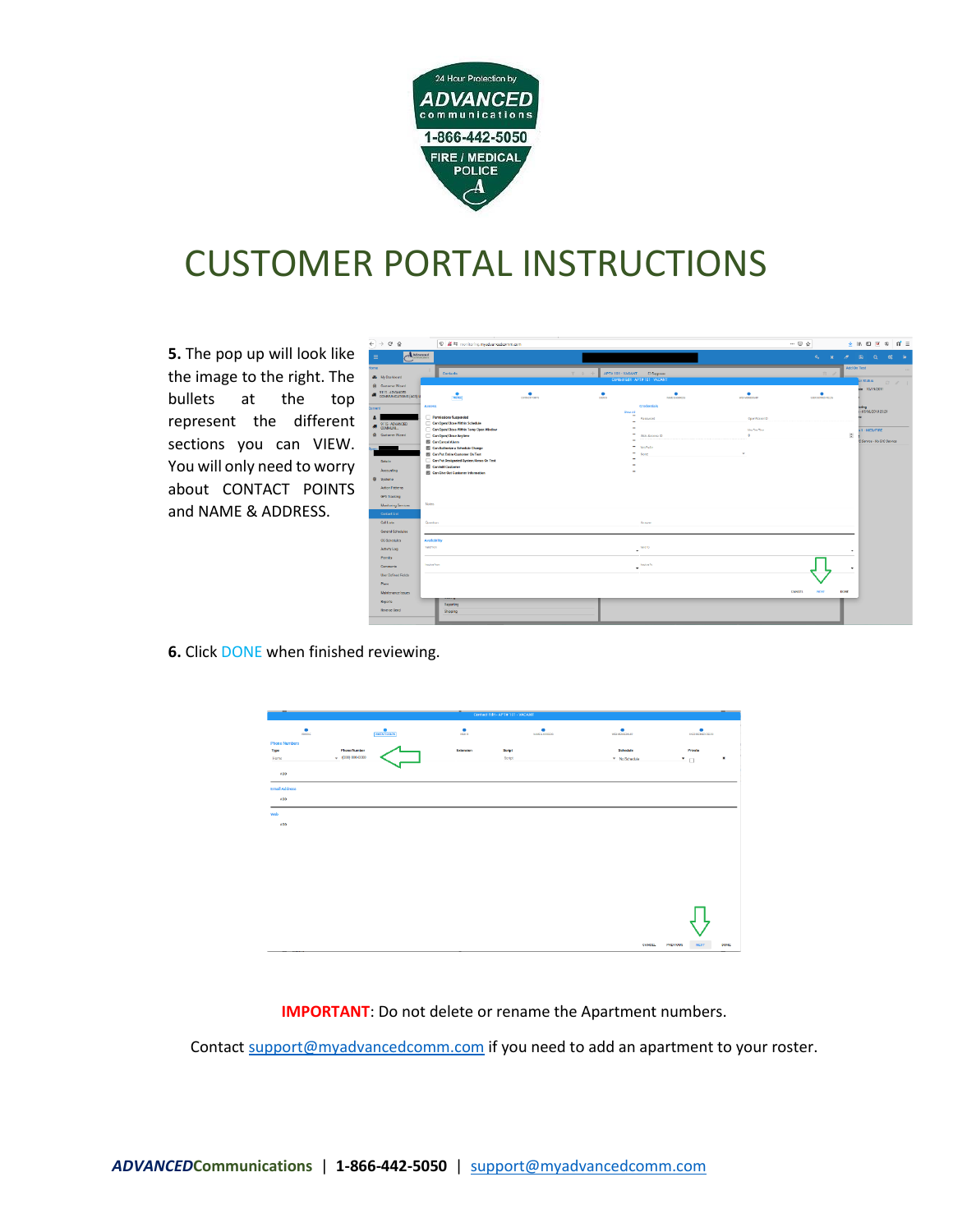# CUSTOMER PORTAL INSTRUCTIONS

**5.** The pop up will look like the image to the right. The bullets at the top represent the different sections you can VIEW. You will only need to worry about CONTACT POINTS and NAME & ADDRESS.

**6.** Click DONE when finished reviewing.

**IMPORTANT**: Do not delete or rename the Apartment numbers.

Contact support@myadvancedcomm.com if you need to add an apartment to your roster.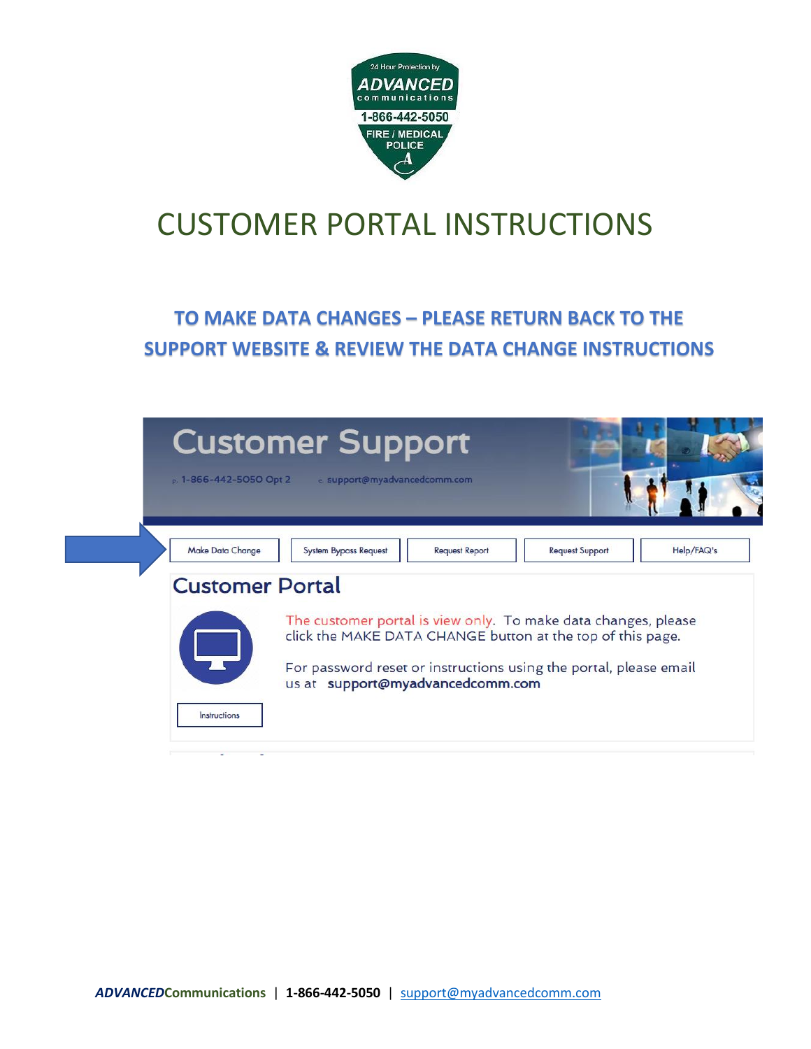# CUSTOMER PORTAL INSTRUCTIONS

## TO MAKE DATA CHANGES – PLEASE RETURN BACK TO THE SUPPORT WEBSITE & REVIEW THE DATA CHANGE INSTRUCTIONS

Customer Support

p. 1-866-442-5050 Opt 2 e. support@myadvancedcomm.com

Make Data Change | System Bypass Request | Request Report | Request Support | Help/FAQ's

Customer Portal

The customer portal is view only. To make data changes, please click the MAKE DATA CHANGE button at the top of this page.

For password reset or instructions using the portal, please email us at **support@myadvancedcomm.com**

Instructions